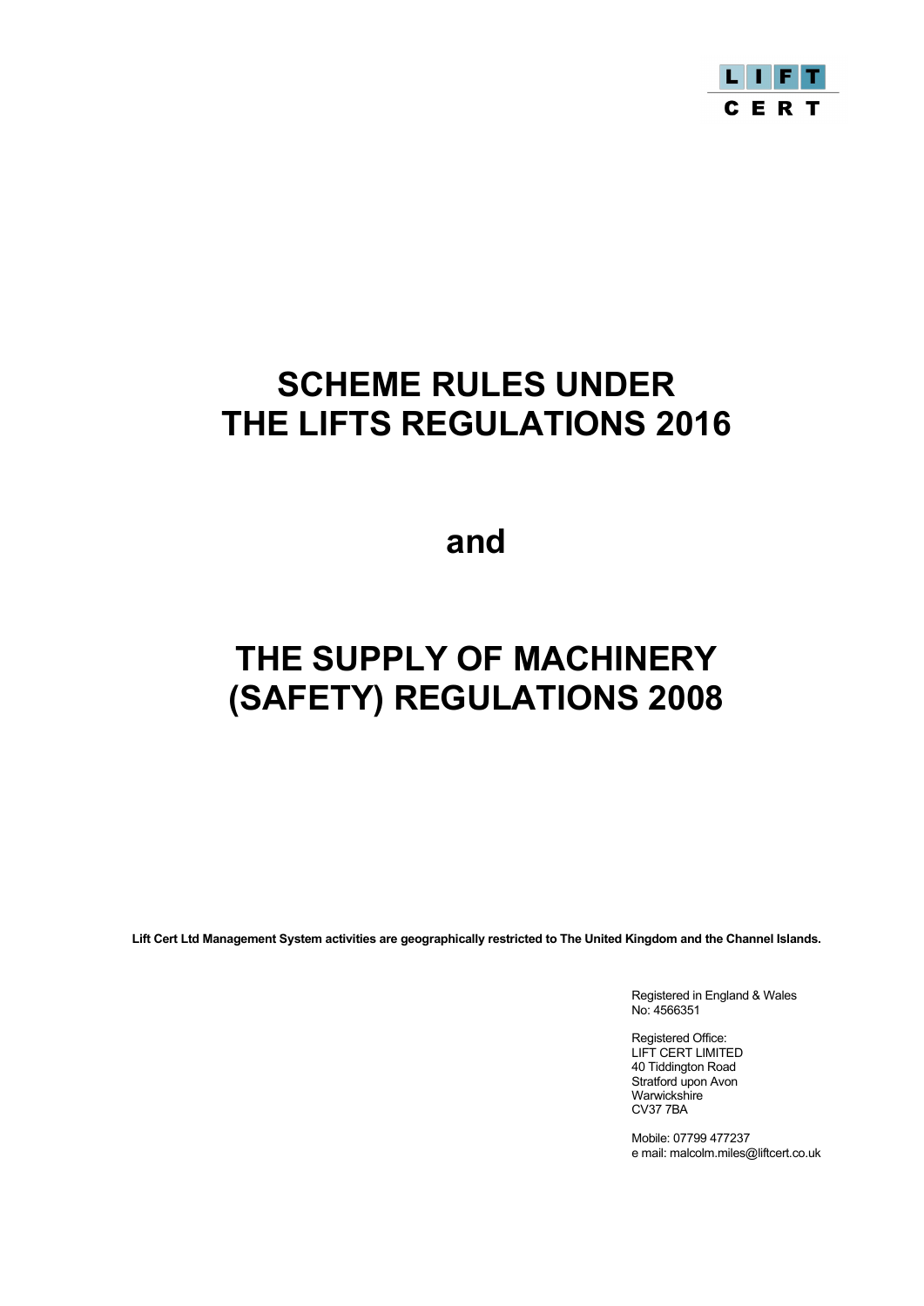LIFT CERT

# SCHEME RULES UNDER THE LIFTS REGULATIONS 2016

# and

# THE SUPPLY OF MACHINERY (SAFETY) REGULATIONS 2008

**Lift Cert Ltd Management System activities are geographically restricted to The United Kingdom and the Channel Islands.**

Registered in England & Wales
No: 4566351

Registered Office:
LIFT CERT LIMITED
40 Tiddington Road
Stratford upon Avon
Warwickshire
CV37 7BA

Mobile: 07799 477237
e mail: malcolm.miles@liftcert.co.uk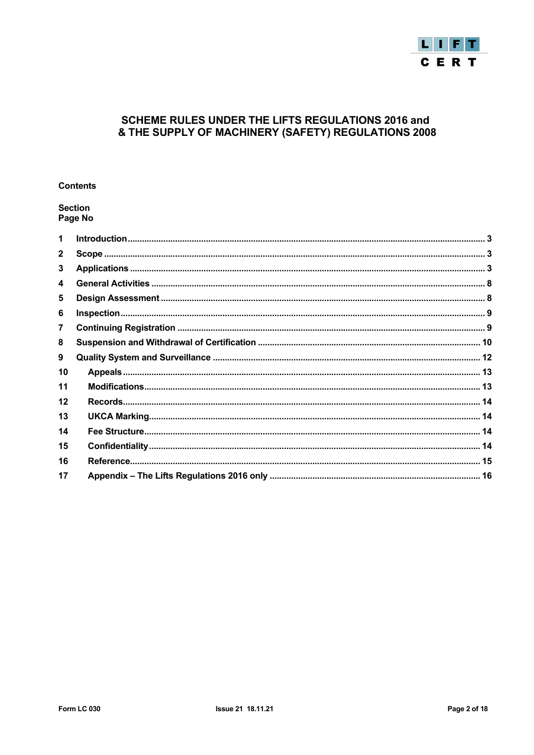# SCHEME RULES UNDER THE LIFTS REGULATIONS 2016 and & THE SUPPLY OF MACHINERY (SAFETY) REGULATIONS 2008

**Contents**

**Section**
**Page No**

| Section | Title | Page No |
|---|---|---|
| 1 | Introduction | 3 |
| 2 | Scope | 3 |
| 3 | Applications | 3 |
| 4 | General Activities | 8 |
| 5 | Design Assessment | 8 |
| 6 | Inspection | 9 |
| 7 | Continuing Registration | 9 |
| 8 | Suspension and Withdrawal of Certification | 10 |
| 9 | Quality System and Surveillance | 12 |
| 10 | Appeals | 13 |
| 11 | Modifications | 13 |
| 12 | Records | 14 |
| 13 | UKCA Marking | 14 |
| 14 | Fee Structure | 14 |
| 15 | Confidentiality | 14 |
| 16 | Reference | 15 |
| 17 | Appendix – The Lifts Regulations 2016 only | 16 |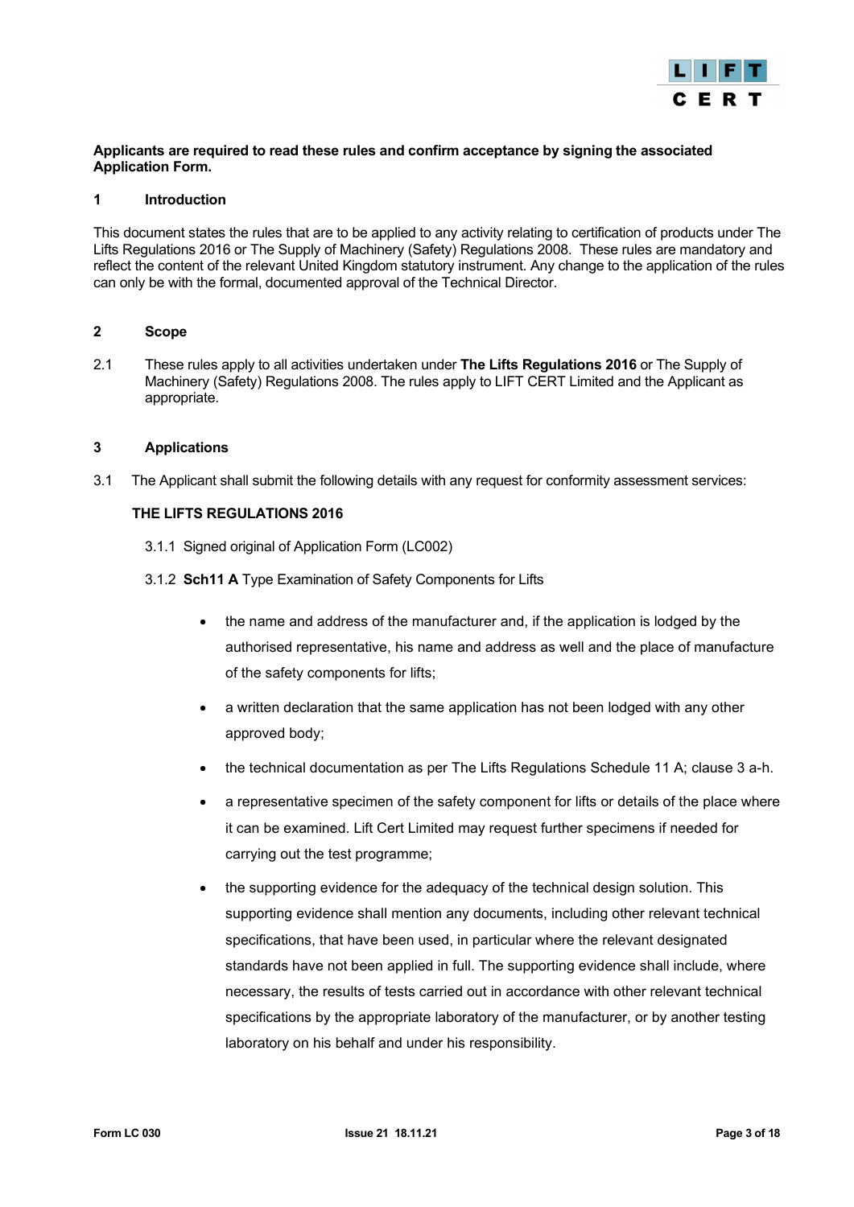**Applicants are required to read these rules and confirm acceptance by signing the associated Application Form.**

## 1 Introduction

This document states the rules that are to be applied to any activity relating to certification of products under The Lifts Regulations 2016 or The Supply of Machinery (Safety) Regulations 2008. These rules are mandatory and reflect the content of the relevant United Kingdom statutory instrument. Any change to the application of the rules can only be with the formal, documented approval of the Technical Director.

## 2 Scope

2.1 These rules apply to all activities undertaken under **The Lifts Regulations 2016** or The Supply of Machinery (Safety) Regulations 2008. The rules apply to LIFT CERT Limited and the Applicant as appropriate.

## 3 Applications

3.1 The Applicant shall submit the following details with any request for conformity assessment services:

**THE LIFTS REGULATIONS 2016**

3.1.1 Signed original of Application Form (LC002)

3.1.2 **Sch11 A** Type Examination of Safety Components for Lifts

- the name and address of the manufacturer and, if the application is lodged by the authorised representative, his name and address as well and the place of manufacture of the safety components for lifts;
- a written declaration that the same application has not been lodged with any other approved body;
- the technical documentation as per The Lifts Regulations Schedule 11 A; clause 3 a-h.
- a representative specimen of the safety component for lifts or details of the place where it can be examined. Lift Cert Limited may request further specimens if needed for carrying out the test programme;
- the supporting evidence for the adequacy of the technical design solution. This supporting evidence shall mention any documents, including other relevant technical specifications, that have been used, in particular where the relevant designated standards have not been applied in full. The supporting evidence shall include, where necessary, the results of tests carried out in accordance with other relevant technical specifications by the appropriate laboratory of the manufacturer, or by another testing laboratory on his behalf and under his responsibility.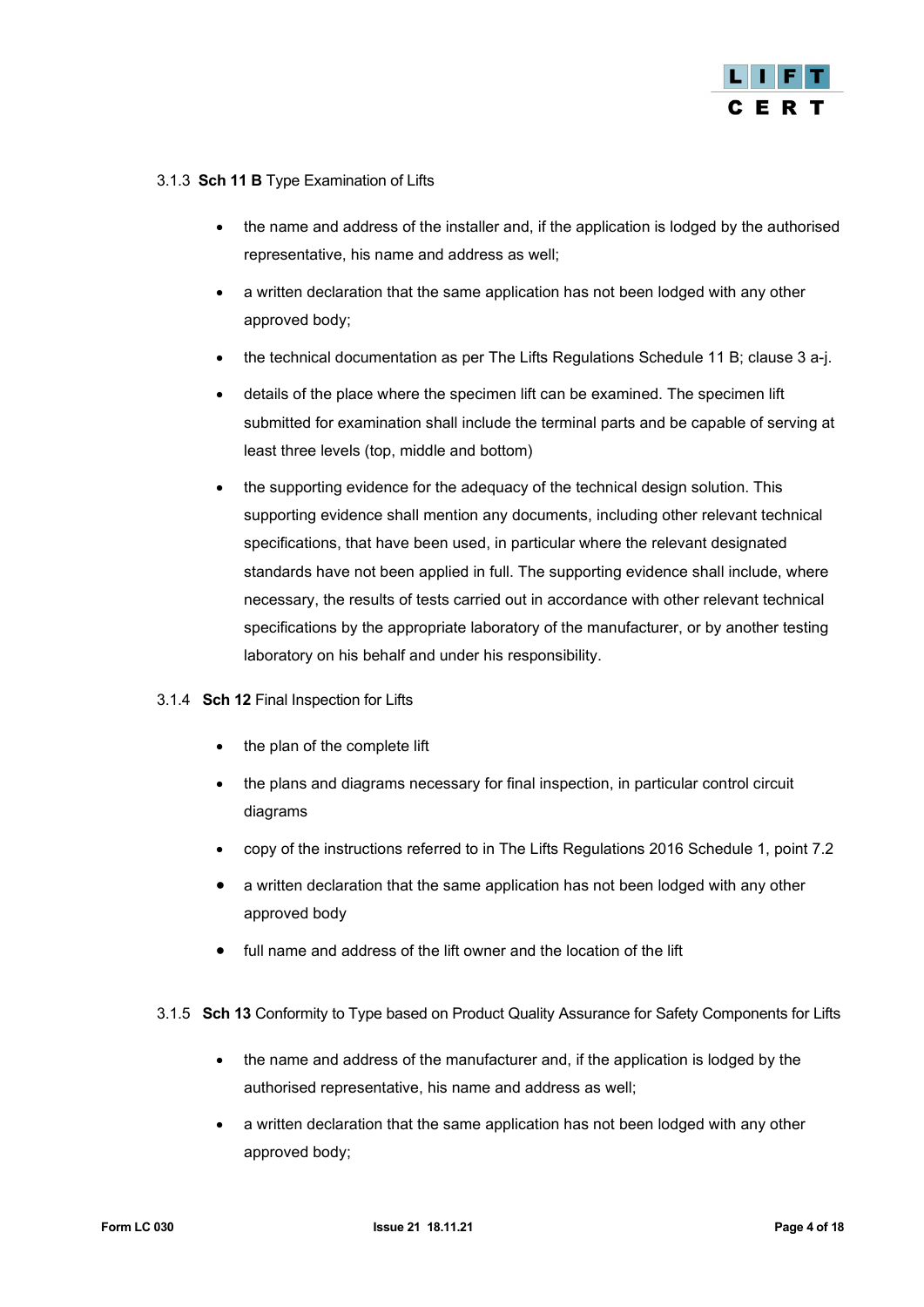### 3.1.3 **Sch 11 B** Type Examination of Lifts

- the name and address of the installer and, if the application is lodged by the authorised representative, his name and address as well;
- a written declaration that the same application has not been lodged with any other approved body;
- the technical documentation as per The Lifts Regulations Schedule 11 B; clause 3 a-j.
- details of the place where the specimen lift can be examined. The specimen lift submitted for examination shall include the terminal parts and be capable of serving at least three levels (top, middle and bottom)
- the supporting evidence for the adequacy of the technical design solution. This supporting evidence shall mention any documents, including other relevant technical specifications, that have been used, in particular where the relevant designated standards have not been applied in full. The supporting evidence shall include, where necessary, the results of tests carried out in accordance with other relevant technical specifications by the appropriate laboratory of the manufacturer, or by another testing laboratory on his behalf and under his responsibility.

### 3.1.4 **Sch 12** Final Inspection for Lifts

- the plan of the complete lift
- the plans and diagrams necessary for final inspection, in particular control circuit diagrams
- copy of the instructions referred to in The Lifts Regulations 2016 Schedule 1, point 7.2
- a written declaration that the same application has not been lodged with any other approved body
- full name and address of the lift owner and the location of the lift

### 3.1.5 **Sch 13** Conformity to Type based on Product Quality Assurance for Safety Components for Lifts

- the name and address of the manufacturer and, if the application is lodged by the authorised representative, his name and address as well;
- a written declaration that the same application has not been lodged with any other approved body;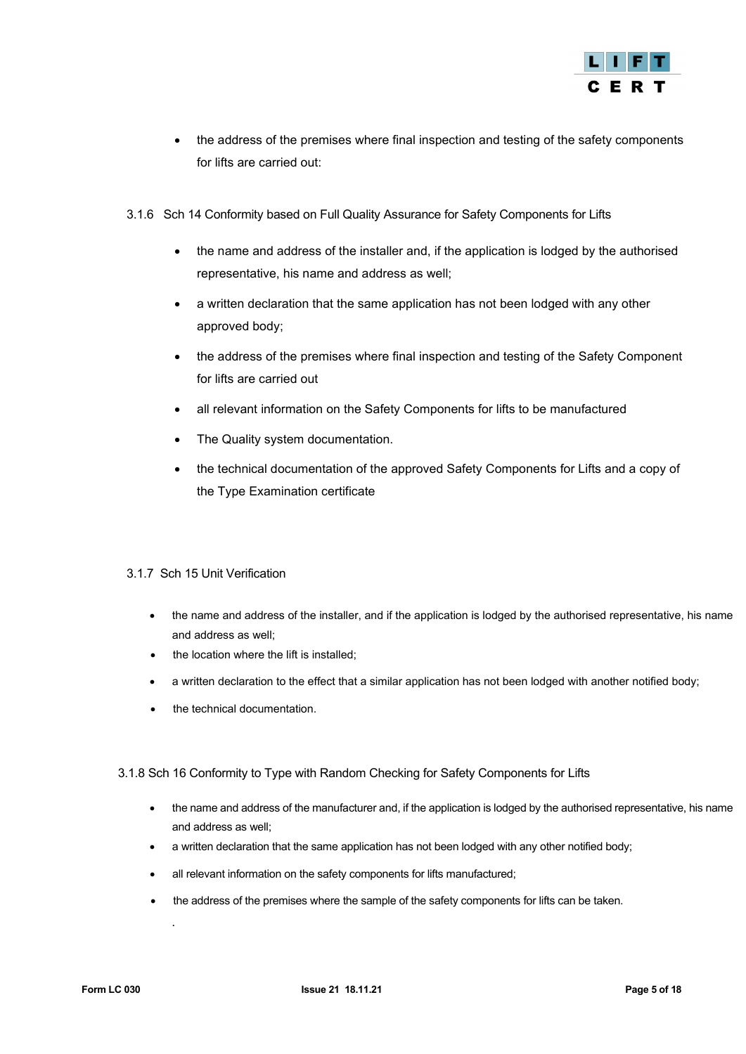- the address of the premises where final inspection and testing of the safety components for lifts are carried out:

3.1.6 Sch 14 Conformity based on Full Quality Assurance for Safety Components for Lifts

- the name and address of the installer and, if the application is lodged by the authorised representative, his name and address as well;
- a written declaration that the same application has not been lodged with any other approved body;
- the address of the premises where final inspection and testing of the Safety Component for lifts are carried out
- all relevant information on the Safety Components for lifts to be manufactured
- The Quality system documentation.
- the technical documentation of the approved Safety Components for Lifts and a copy of the Type Examination certificate

3.1.7 Sch 15 Unit Verification

- the name and address of the installer, and if the application is lodged by the authorised representative, his name and address as well;
- the location where the lift is installed;
- a written declaration to the effect that a similar application has not been lodged with another notified body;
- the technical documentation.

3.1.8 Sch 16 Conformity to Type with Random Checking for Safety Components for Lifts

- the name and address of the manufacturer and, if the application is lodged by the authorised representative, his name and address as well;
- a written declaration that the same application has not been lodged with any other notified body;
- all relevant information on the safety components for lifts manufactured;
- the address of the premises where the sample of the safety components for lifts can be taken.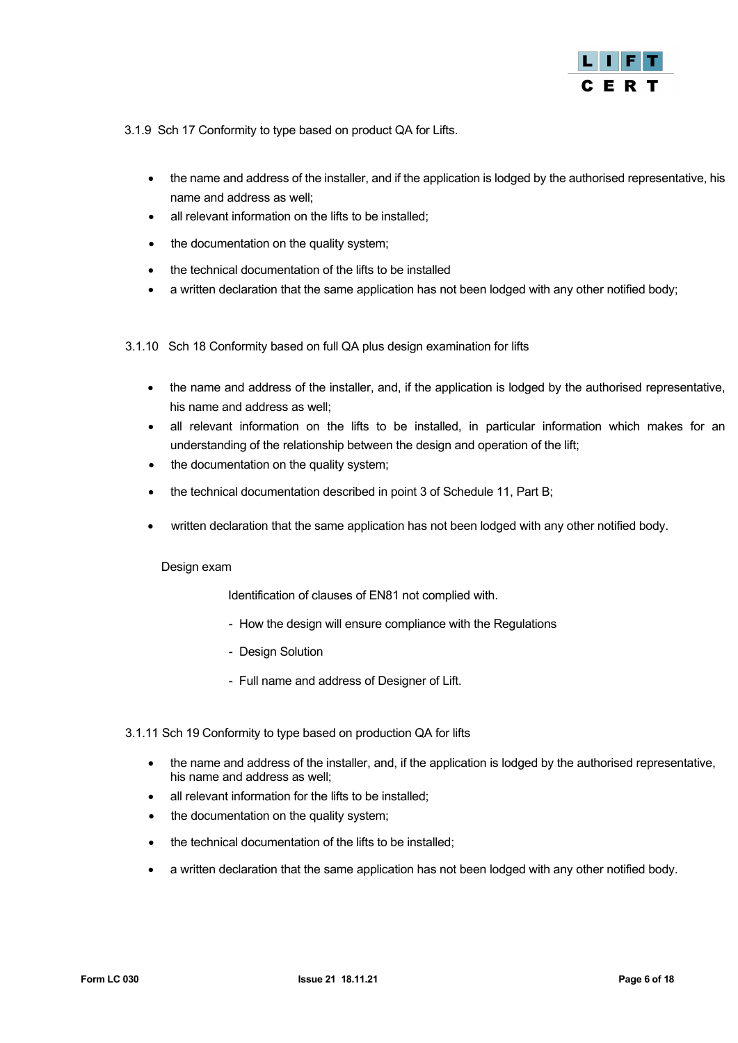3.1.9 Sch 17 Conformity to type based on product QA for Lifts.

- the name and address of the installer, and if the application is lodged by the authorised representative, his name and address as well;
- all relevant information on the lifts to be installed;
- the documentation on the quality system;
- the technical documentation of the lifts to be installed
- a written declaration that the same application has not been lodged with any other notified body;

3.1.10 Sch 18 Conformity based on full QA plus design examination for lifts

- the name and address of the installer, and, if the application is lodged by the authorised representative, his name and address as well;
- all relevant information on the lifts to be installed, in particular information which makes for an understanding of the relationship between the design and operation of the lift;
- the documentation on the quality system;
- the technical documentation described in point 3 of Schedule 11, Part B;
- written declaration that the same application has not been lodged with any other notified body.

Design exam

Identification of clauses of EN81 not complied with.

- How the design will ensure compliance with the Regulations
- Design Solution
- Full name and address of Designer of Lift.

3.1.11 Sch 19 Conformity to type based on production QA for lifts

- the name and address of the installer, and, if the application is lodged by the authorised representative, his name and address as well;
- all relevant information for the lifts to be installed;
- the documentation on the quality system;
- the technical documentation of the lifts to be installed;
- a written declaration that the same application has not been lodged with any other notified body.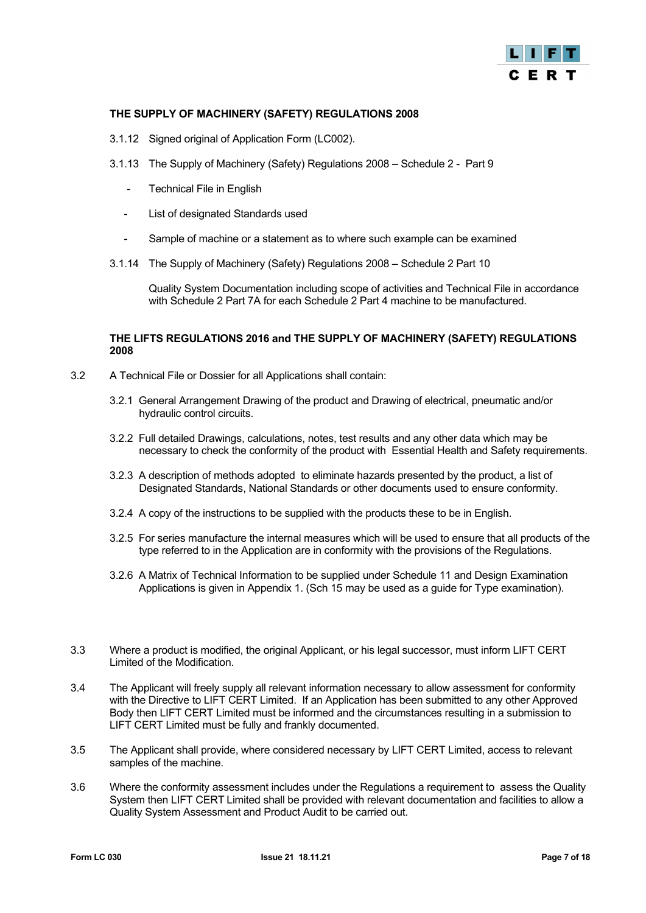**THE SUPPLY OF MACHINERY (SAFETY) REGULATIONS 2008**

3.1.12 Signed original of Application Form (LC002).

3.1.13 The Supply of Machinery (Safety) Regulations 2008 – Schedule 2 - Part 9

- Technical File in English
- List of designated Standards used
- Sample of machine or a statement as to where such example can be examined

3.1.14 The Supply of Machinery (Safety) Regulations 2008 – Schedule 2 Part 10

Quality System Documentation including scope of activities and Technical File in accordance with Schedule 2 Part 7A for each Schedule 2 Part 4 machine to be manufactured.

**THE LIFTS REGULATIONS 2016 and THE SUPPLY OF MACHINERY (SAFETY) REGULATIONS 2008**

3.2 A Technical File or Dossier for all Applications shall contain:

3.2.1 General Arrangement Drawing of the product and Drawing of electrical, pneumatic and/or hydraulic control circuits.

3.2.2 Full detailed Drawings, calculations, notes, test results and any other data which may be necessary to check the conformity of the product with Essential Health and Safety requirements.

3.2.3 A description of methods adopted to eliminate hazards presented by the product, a list of Designated Standards, National Standards or other documents used to ensure conformity.

3.2.4 A copy of the instructions to be supplied with the products these to be in English.

3.2.5 For series manufacture the internal measures which will be used to ensure that all products of the type referred to in the Application are in conformity with the provisions of the Regulations.

3.2.6 A Matrix of Technical Information to be supplied under Schedule 11 and Design Examination Applications is given in Appendix 1. (Sch 15 may be used as a guide for Type examination).

3.3 Where a product is modified, the original Applicant, or his legal successor, must inform LIFT CERT Limited of the Modification.

3.4 The Applicant will freely supply all relevant information necessary to allow assessment for conformity with the Directive to LIFT CERT Limited. If an Application has been submitted to any other Approved Body then LIFT CERT Limited must be informed and the circumstances resulting in a submission to LIFT CERT Limited must be fully and frankly documented.

3.5 The Applicant shall provide, where considered necessary by LIFT CERT Limited, access to relevant samples of the machine.

3.6 Where the conformity assessment includes under the Regulations a requirement to assess the Quality System then LIFT CERT Limited shall be provided with relevant documentation and facilities to allow a Quality System Assessment and Product Audit to be carried out.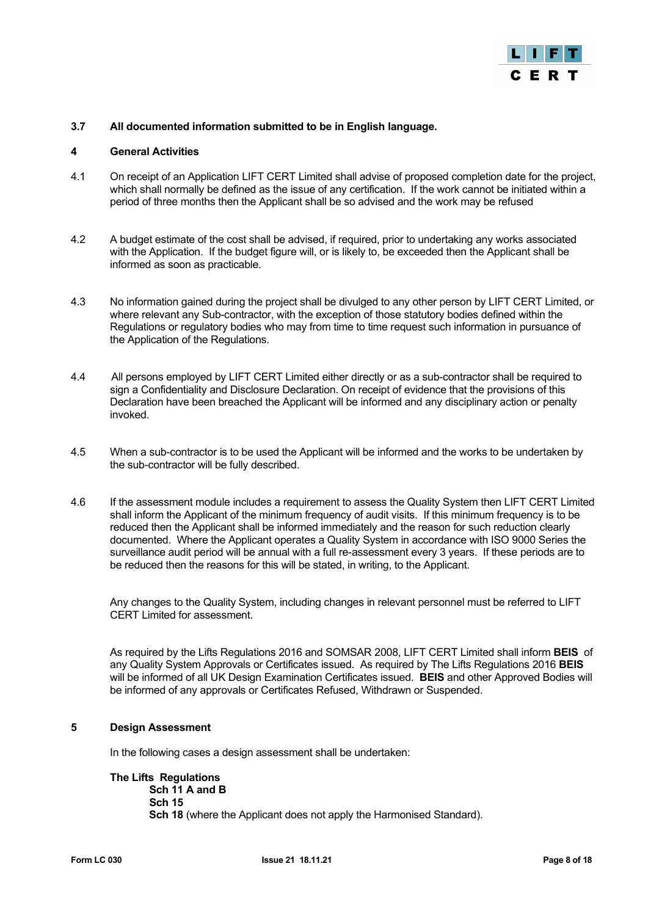**3.7 All documented information submitted to be in English language.**

## 4 General Activities

4.1 On receipt of an Application LIFT CERT Limited shall advise of proposed completion date for the project, which shall normally be defined as the issue of any certification. If the work cannot be initiated within a period of three months then the Applicant shall be so advised and the work may be refused

4.2 A budget estimate of the cost shall be advised, if required, prior to undertaking any works associated with the Application. If the budget figure will, or is likely to, be exceeded then the Applicant shall be informed as soon as practicable.

4.3 No information gained during the project shall be divulged to any other person by LIFT CERT Limited, or where relevant any Sub-contractor, with the exception of those statutory bodies defined within the Regulations or regulatory bodies who may from time to time request such information in pursuance of the Application of the Regulations.

4.4 All persons employed by LIFT CERT Limited either directly or as a sub-contractor shall be required to sign a Confidentiality and Disclosure Declaration. On receipt of evidence that the provisions of this Declaration have been breached the Applicant will be informed and any disciplinary action or penalty invoked.

4.5 When a sub-contractor is to be used the Applicant will be informed and the works to be undertaken by the sub-contractor will be fully described.

4.6 If the assessment module includes a requirement to assess the Quality System then LIFT CERT Limited shall inform the Applicant of the minimum frequency of audit visits. If this minimum frequency is to be reduced then the Applicant shall be informed immediately and the reason for such reduction clearly documented. Where the Applicant operates a Quality System in accordance with ISO 9000 Series the surveillance audit period will be annual with a full re-assessment every 3 years. If these periods are to be reduced then the reasons for this will be stated, in writing, to the Applicant.

Any changes to the Quality System, including changes in relevant personnel must be referred to LIFT CERT Limited for assessment.

As required by the Lifts Regulations 2016 and SOMSAR 2008, LIFT CERT Limited shall inform **BEIS** of any Quality System Approvals or Certificates issued. As required by The Lifts Regulations 2016 **BEIS** will be informed of all UK Design Examination Certificates issued. **BEIS** and other Approved Bodies will be informed of any approvals or Certificates Refused, Withdrawn or Suspended.

## 5 Design Assessment

In the following cases a design assessment shall be undertaken:

**The Lifts Regulations**
**Sch 11 A and B**
**Sch 15**
**Sch 18** (where the Applicant does not apply the Harmonised Standard).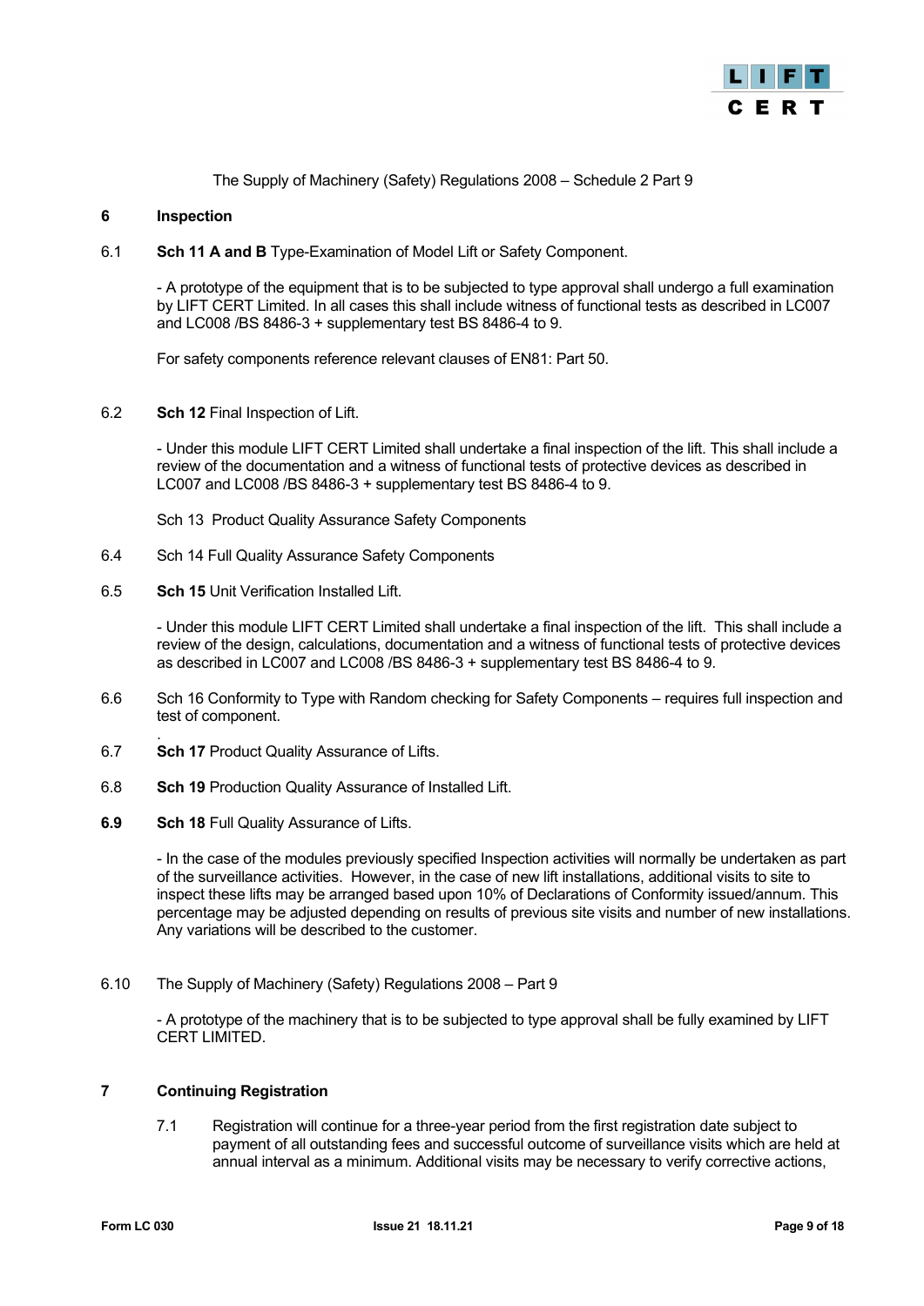The Supply of Machinery (Safety) Regulations 2008 – Schedule 2 Part 9

## 6 Inspection

6.1 **Sch 11 A and B** Type-Examination of Model Lift or Safety Component.

- A prototype of the equipment that is to be subjected to type approval shall undergo a full examination by LIFT CERT Limited. In all cases this shall include witness of functional tests as described in LC007 and LC008 /BS 8486-3 + supplementary test BS 8486-4 to 9.

For safety components reference relevant clauses of EN81: Part 50.

6.2 **Sch 12** Final Inspection of Lift.

- Under this module LIFT CERT Limited shall undertake a final inspection of the lift. This shall include a review of the documentation and a witness of functional tests of protective devices as described in LC007 and LC008 /BS 8486-3 + supplementary test BS 8486-4 to 9.

Sch 13 Product Quality Assurance Safety Components

6.4 Sch 14 Full Quality Assurance Safety Components

6.5 **Sch 15** Unit Verification Installed Lift.

- Under this module LIFT CERT Limited shall undertake a final inspection of the lift. This shall include a review of the design, calculations, documentation and a witness of functional tests of protective devices as described in LC007 and LC008 /BS 8486-3 + supplementary test BS 8486-4 to 9.

6.6 Sch 16 Conformity to Type with Random checking for Safety Components – requires full inspection and test of component.

.

6.7 **Sch 17** Product Quality Assurance of Lifts.

6.8 **Sch 19** Production Quality Assurance of Installed Lift.

**6.9** **Sch 18** Full Quality Assurance of Lifts.

- In the case of the modules previously specified Inspection activities will normally be undertaken as part of the surveillance activities. However, in the case of new lift installations, additional visits to site to inspect these lifts may be arranged based upon 10% of Declarations of Conformity issued/annum. This percentage may be adjusted depending on results of previous site visits and number of new installations. Any variations will be described to the customer.

6.10 The Supply of Machinery (Safety) Regulations 2008 – Part 9

- A prototype of the machinery that is to be subjected to type approval shall be fully examined by LIFT CERT LIMITED.

## 7 Continuing Registration

7.1 Registration will continue for a three-year period from the first registration date subject to payment of all outstanding fees and successful outcome of surveillance visits which are held at annual interval as a minimum. Additional visits may be necessary to verify corrective actions,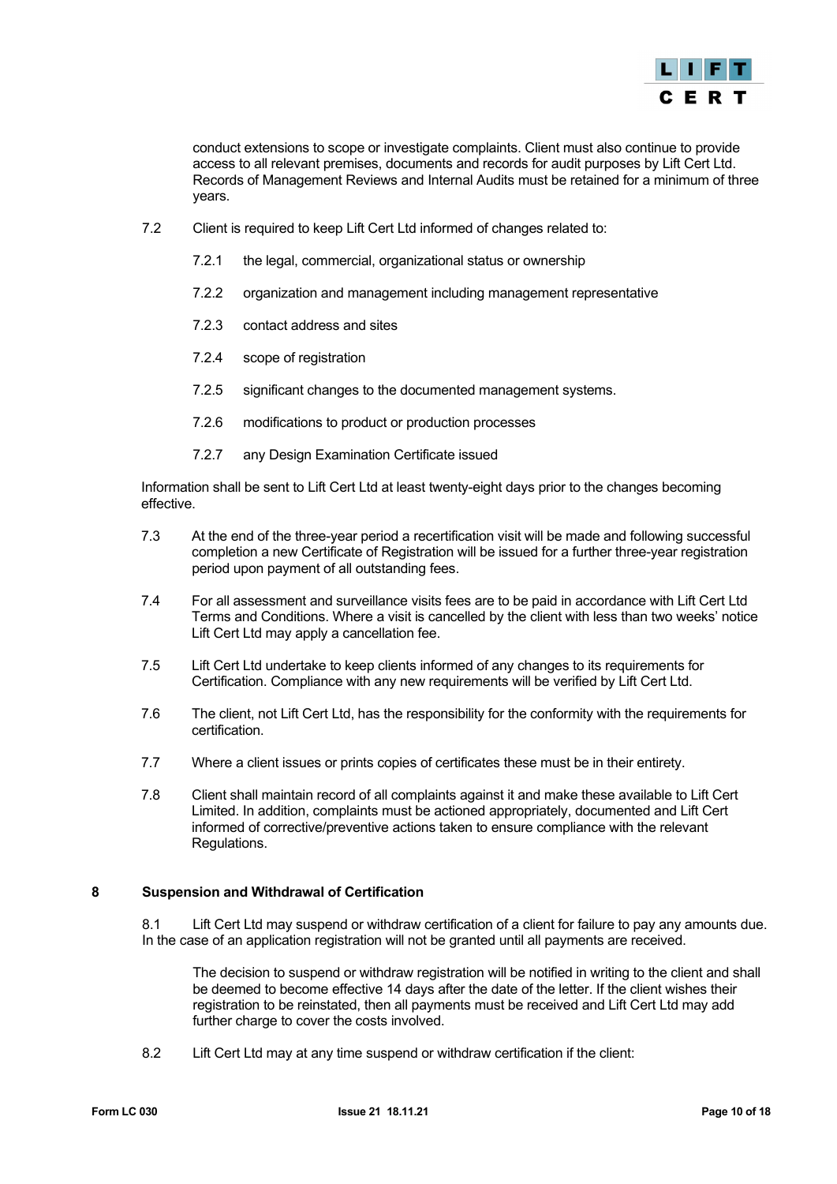conduct extensions to scope or investigate complaints. Client must also continue to provide access to all relevant premises, documents and records for audit purposes by Lift Cert Ltd. Records of Management Reviews and Internal Audits must be retained for a minimum of three years.

7.2 Client is required to keep Lift Cert Ltd informed of changes related to:

7.2.1 the legal, commercial, organizational status or ownership

7.2.2 organization and management including management representative

7.2.3 contact address and sites

7.2.4 scope of registration

7.2.5 significant changes to the documented management systems.

7.2.6 modifications to product or production processes

7.2.7 any Design Examination Certificate issued

Information shall be sent to Lift Cert Ltd at least twenty-eight days prior to the changes becoming effective.

7.3 At the end of the three-year period a recertification visit will be made and following successful completion a new Certificate of Registration will be issued for a further three-year registration period upon payment of all outstanding fees.

7.4 For all assessment and surveillance visits fees are to be paid in accordance with Lift Cert Ltd Terms and Conditions. Where a visit is cancelled by the client with less than two weeks' notice Lift Cert Ltd may apply a cancellation fee.

7.5 Lift Cert Ltd undertake to keep clients informed of any changes to its requirements for Certification. Compliance with any new requirements will be verified by Lift Cert Ltd.

7.6 The client, not Lift Cert Ltd, has the responsibility for the conformity with the requirements for certification.

7.7 Where a client issues or prints copies of certificates these must be in their entirety.

7.8 Client shall maintain record of all complaints against it and make these available to Lift Cert Limited. In addition, complaints must be actioned appropriately, documented and Lift Cert informed of corrective/preventive actions taken to ensure compliance with the relevant Regulations.

## 8 Suspension and Withdrawal of Certification

8.1 Lift Cert Ltd may suspend or withdraw certification of a client for failure to pay any amounts due. In the case of an application registration will not be granted until all payments are received.

The decision to suspend or withdraw registration will be notified in writing to the client and shall be deemed to become effective 14 days after the date of the letter. If the client wishes their registration to be reinstated, then all payments must be received and Lift Cert Ltd may add further charge to cover the costs involved.

8.2 Lift Cert Ltd may at any time suspend or withdraw certification if the client: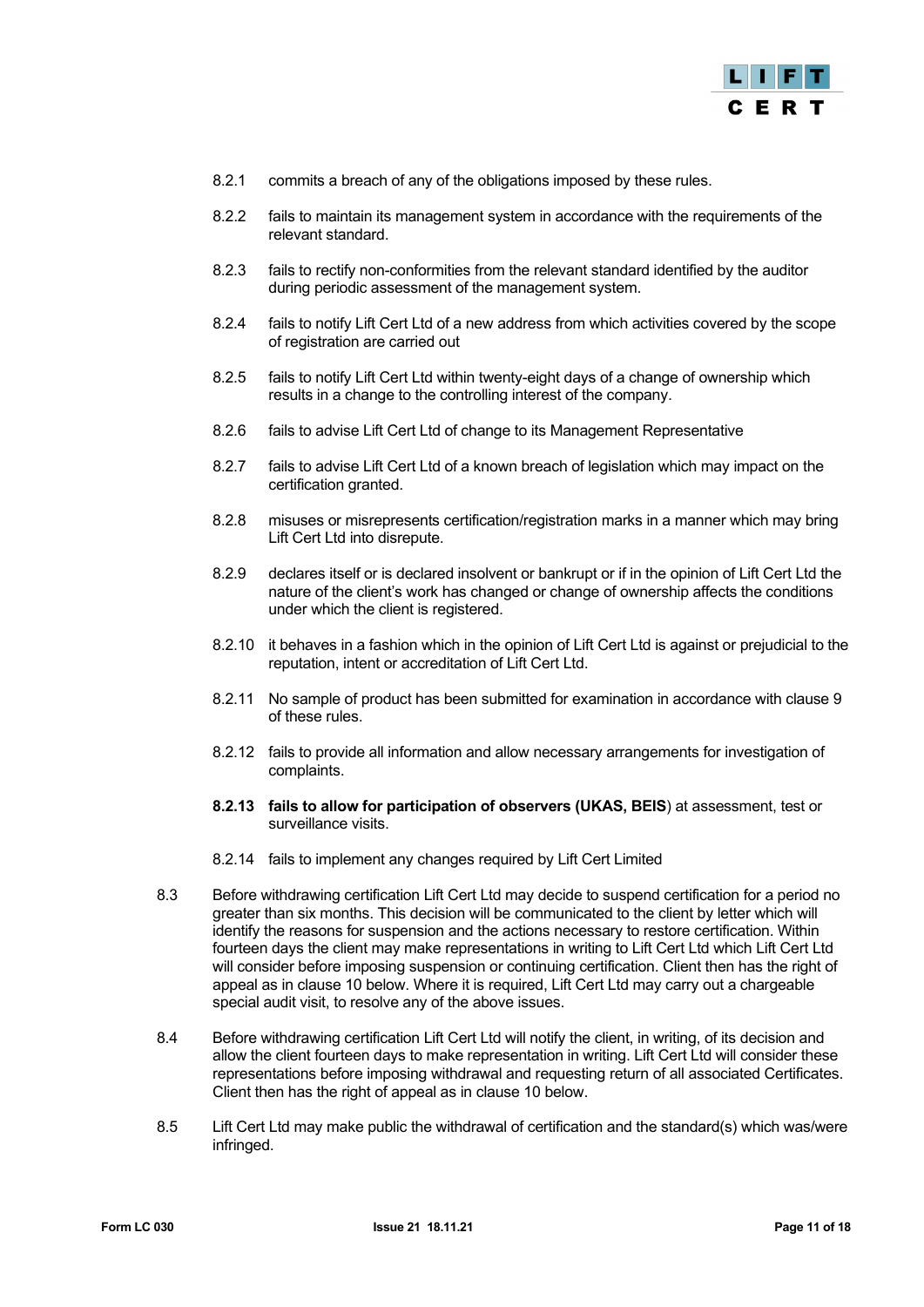8.2.1 commits a breach of any of the obligations imposed by these rules.

8.2.2 fails to maintain its management system in accordance with the requirements of the relevant standard.

8.2.3 fails to rectify non-conformities from the relevant standard identified by the auditor during periodic assessment of the management system.

8.2.4 fails to notify Lift Cert Ltd of a new address from which activities covered by the scope of registration are carried out

8.2.5 fails to notify Lift Cert Ltd within twenty-eight days of a change of ownership which results in a change to the controlling interest of the company.

8.2.6 fails to advise Lift Cert Ltd of change to its Management Representative

8.2.7 fails to advise Lift Cert Ltd of a known breach of legislation which may impact on the certification granted.

8.2.8 misuses or misrepresents certification/registration marks in a manner which may bring Lift Cert Ltd into disrepute.

8.2.9 declares itself or is declared insolvent or bankrupt or if in the opinion of Lift Cert Ltd the nature of the client's work has changed or change of ownership affects the conditions under which the client is registered.

8.2.10 it behaves in a fashion which in the opinion of Lift Cert Ltd is against or prejudicial to the reputation, intent or accreditation of Lift Cert Ltd.

8.2.11 No sample of product has been submitted for examination in accordance with clause 9 of these rules.

8.2.12 fails to provide all information and allow necessary arrangements for investigation of complaints.

**8.2.13 fails to allow for participation of observers (UKAS, BEIS**) at assessment, test or surveillance visits.

8.2.14 fails to implement any changes required by Lift Cert Limited

8.3 Before withdrawing certification Lift Cert Ltd may decide to suspend certification for a period no greater than six months. This decision will be communicated to the client by letter which will identify the reasons for suspension and the actions necessary to restore certification. Within fourteen days the client may make representations in writing to Lift Cert Ltd which Lift Cert Ltd will consider before imposing suspension or continuing certification. Client then has the right of appeal as in clause 10 below. Where it is required, Lift Cert Ltd may carry out a chargeable special audit visit, to resolve any of the above issues.

8.4 Before withdrawing certification Lift Cert Ltd will notify the client, in writing, of its decision and allow the client fourteen days to make representation in writing. Lift Cert Ltd will consider these representations before imposing withdrawal and requesting return of all associated Certificates. Client then has the right of appeal as in clause 10 below.

8.5 Lift Cert Ltd may make public the withdrawal of certification and the standard(s) which was/were infringed.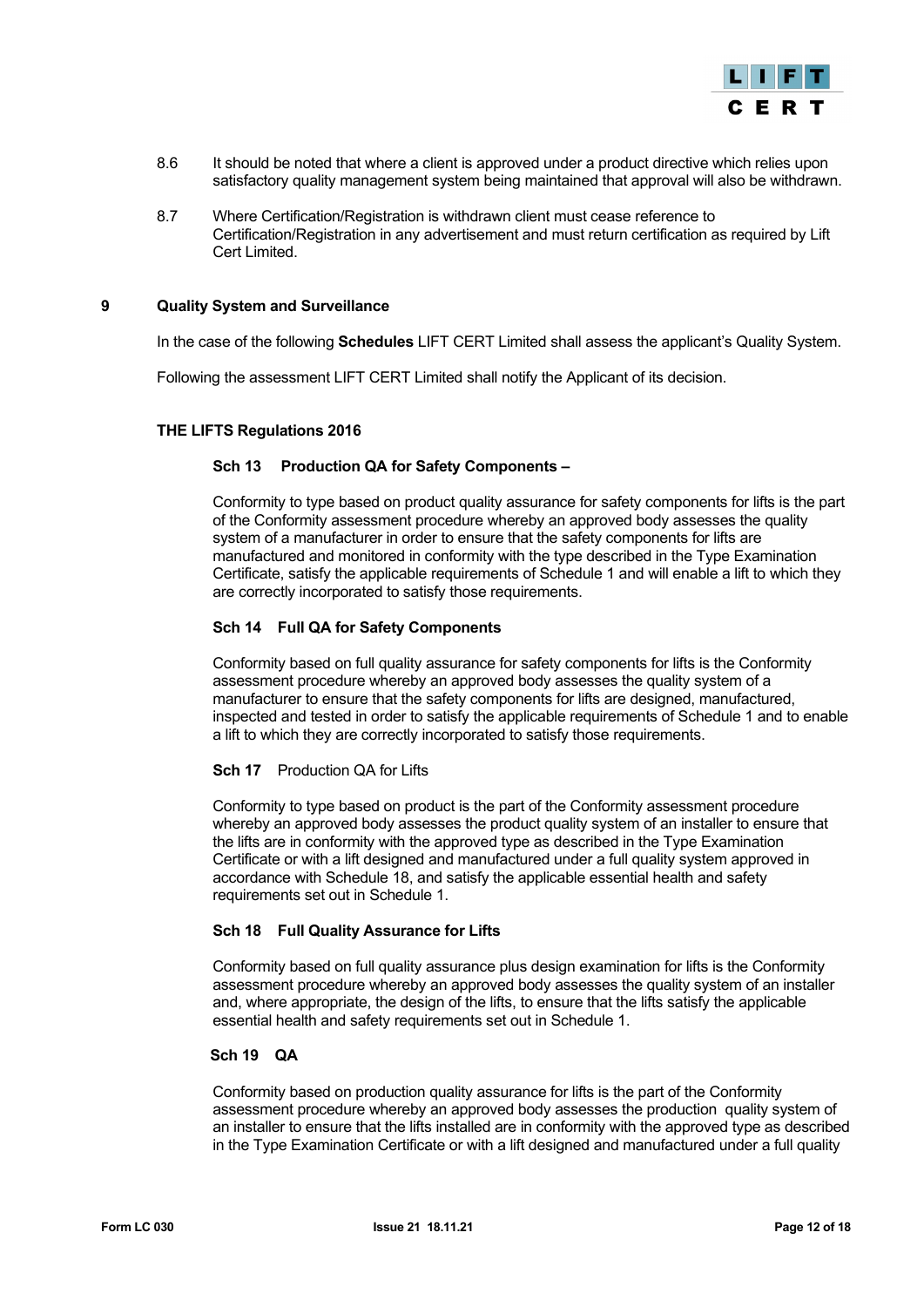8.6 It should be noted that where a client is approved under a product directive which relies upon satisfactory quality management system being maintained that approval will also be withdrawn.

8.7 Where Certification/Registration is withdrawn client must cease reference to Certification/Registration in any advertisement and must return certification as required by Lift Cert Limited.

## 9 Quality System and Surveillance

In the case of the following **Schedules** LIFT CERT Limited shall assess the applicant's Quality System.

Following the assessment LIFT CERT Limited shall notify the Applicant of its decision.

### THE LIFTS Regulations 2016

#### Sch 13 Production QA for Safety Components –

Conformity to type based on product quality assurance for safety components for lifts is the part of the Conformity assessment procedure whereby an approved body assesses the quality system of a manufacturer in order to ensure that the safety components for lifts are manufactured and monitored in conformity with the type described in the Type Examination Certificate, satisfy the applicable requirements of Schedule 1 and will enable a lift to which they are correctly incorporated to satisfy those requirements.

#### Sch 14 Full QA for Safety Components

Conformity based on full quality assurance for safety components for lifts is the Conformity assessment procedure whereby an approved body assesses the quality system of a manufacturer to ensure that the safety components for lifts are designed, manufactured, inspected and tested in order to satisfy the applicable requirements of Schedule 1 and to enable a lift to which they are correctly incorporated to satisfy those requirements.

**Sch 17** Production QA for Lifts

Conformity to type based on product is the part of the Conformity assessment procedure whereby an approved body assesses the product quality system of an installer to ensure that the lifts are in conformity with the approved type as described in the Type Examination Certificate or with a lift designed and manufactured under a full quality system approved in accordance with Schedule 18, and satisfy the applicable essential health and safety requirements set out in Schedule 1.

#### Sch 18 Full Quality Assurance for Lifts

Conformity based on full quality assurance plus design examination for lifts is the Conformity assessment procedure whereby an approved body assesses the quality system of an installer and, where appropriate, the design of the lifts, to ensure that the lifts satisfy the applicable essential health and safety requirements set out in Schedule 1.

#### Sch 19 QA

Conformity based on production quality assurance for lifts is the part of the Conformity assessment procedure whereby an approved body assesses the production quality system of an installer to ensure that the lifts installed are in conformity with the approved type as described in the Type Examination Certificate or with a lift designed and manufactured under a full quality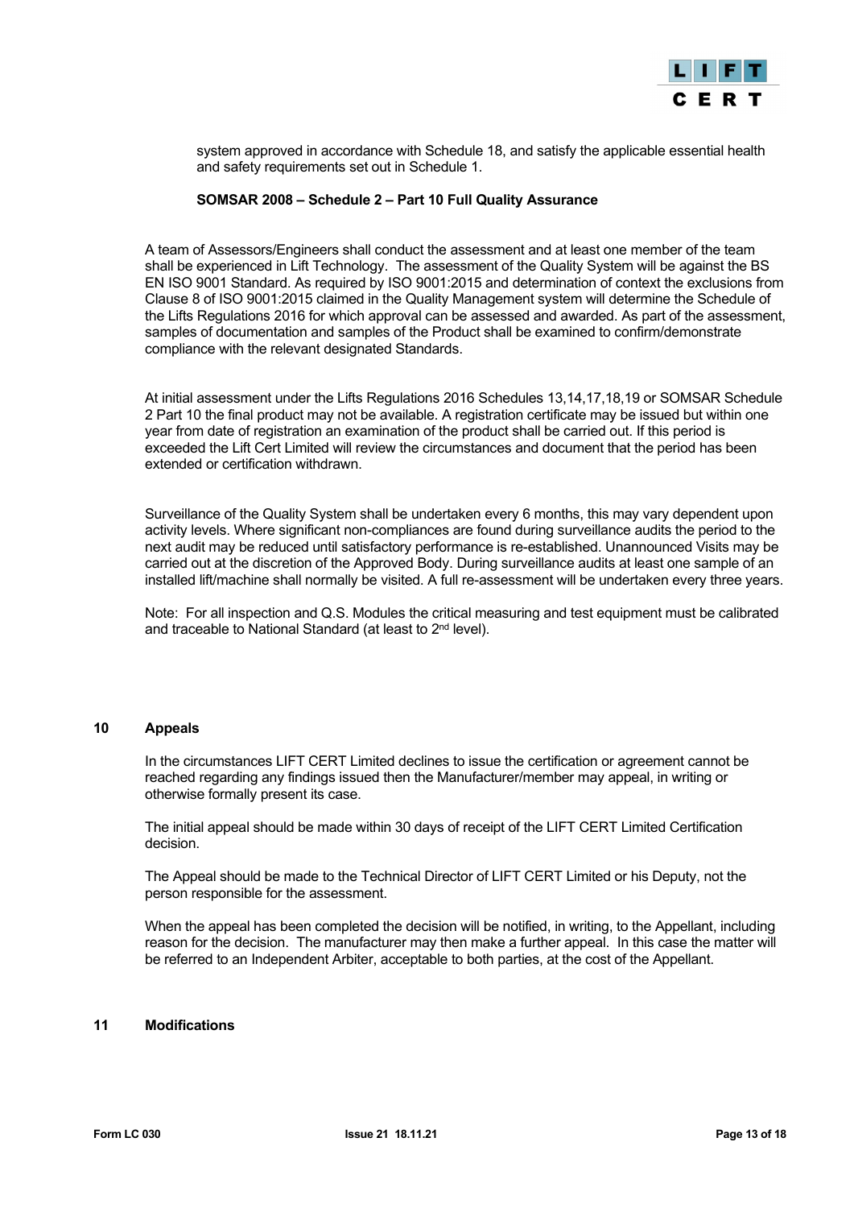system approved in accordance with Schedule 18, and satisfy the applicable essential health and safety requirements set out in Schedule 1.

**SOMSAR 2008 – Schedule 2 – Part 10 Full Quality Assurance**

A team of Assessors/Engineers shall conduct the assessment and at least one member of the team shall be experienced in Lift Technology. The assessment of the Quality System will be against the BS EN ISO 9001 Standard. As required by ISO 9001:2015 and determination of context the exclusions from Clause 8 of ISO 9001:2015 claimed in the Quality Management system will determine the Schedule of the Lifts Regulations 2016 for which approval can be assessed and awarded. As part of the assessment, samples of documentation and samples of the Product shall be examined to confirm/demonstrate compliance with the relevant designated Standards.

At initial assessment under the Lifts Regulations 2016 Schedules 13,14,17,18,19 or SOMSAR Schedule 2 Part 10 the final product may not be available. A registration certificate may be issued but within one year from date of registration an examination of the product shall be carried out. If this period is exceeded the Lift Cert Limited will review the circumstances and document that the period has been extended or certification withdrawn.

Surveillance of the Quality System shall be undertaken every 6 months, this may vary dependent upon activity levels. Where significant non-compliances are found during surveillance audits the period to the next audit may be reduced until satisfactory performance is re-established. Unannounced Visits may be carried out at the discretion of the Approved Body. During surveillance audits at least one sample of an installed lift/machine shall normally be visited. A full re-assessment will be undertaken every three years.

Note: For all inspection and Q.S. Modules the critical measuring and test equipment must be calibrated and traceable to National Standard (at least to 2nd level).

## 10 Appeals

In the circumstances LIFT CERT Limited declines to issue the certification or agreement cannot be reached regarding any findings issued then the Manufacturer/member may appeal, in writing or otherwise formally present its case.

The initial appeal should be made within 30 days of receipt of the LIFT CERT Limited Certification decision.

The Appeal should be made to the Technical Director of LIFT CERT Limited or his Deputy, not the person responsible for the assessment.

When the appeal has been completed the decision will be notified, in writing, to the Appellant, including reason for the decision. The manufacturer may then make a further appeal. In this case the matter will be referred to an Independent Arbiter, acceptable to both parties, at the cost of the Appellant.

## 11 Modifications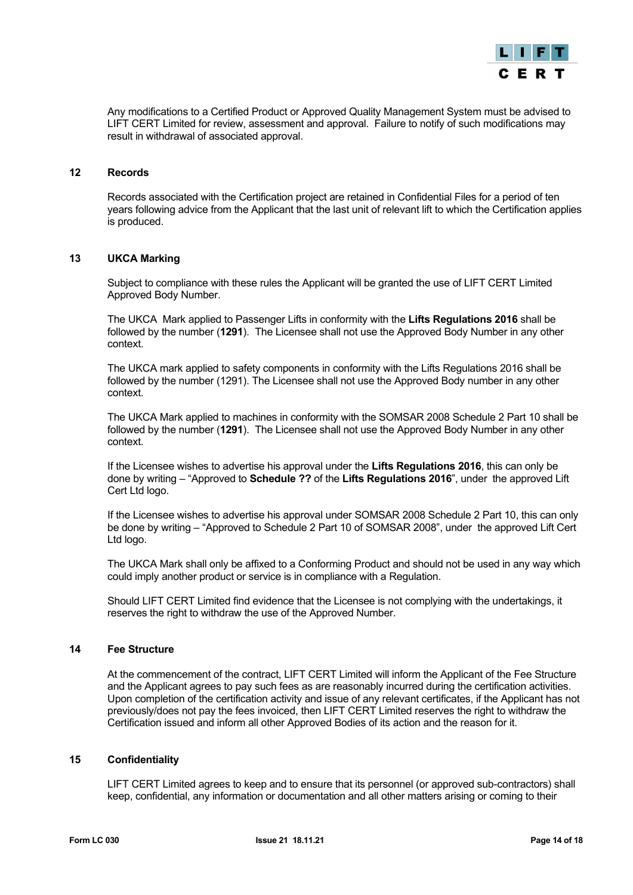Any modifications to a Certified Product or Approved Quality Management System must be advised to LIFT CERT Limited for review, assessment and approval. Failure to notify of such modifications may result in withdrawal of associated approval.

## 12 Records

Records associated with the Certification project are retained in Confidential Files for a period of ten years following advice from the Applicant that the last unit of relevant lift to which the Certification applies is produced.

## 13 UKCA Marking

Subject to compliance with these rules the Applicant will be granted the use of LIFT CERT Limited Approved Body Number.

The UKCA Mark applied to Passenger Lifts in conformity with the **Lifts Regulations 2016** shall be followed by the number (**1291**). The Licensee shall not use the Approved Body Number in any other context.

The UKCA mark applied to safety components in conformity with the Lifts Regulations 2016 shall be followed by the number (1291). The Licensee shall not use the Approved Body number in any other context.

The UKCA Mark applied to machines in conformity with the SOMSAR 2008 Schedule 2 Part 10 shall be followed by the number (**1291**). The Licensee shall not use the Approved Body Number in any other context.

If the Licensee wishes to advertise his approval under the **Lifts Regulations 2016**, this can only be done by writing – "Approved to **Schedule ??** of the **Lifts Regulations 2016**", under the approved Lift Cert Ltd logo.

If the Licensee wishes to advertise his approval under SOMSAR 2008 Schedule 2 Part 10, this can only be done by writing – "Approved to Schedule 2 Part 10 of SOMSAR 2008", under the approved Lift Cert Ltd logo.

The UKCA Mark shall only be affixed to a Conforming Product and should not be used in any way which could imply another product or service is in compliance with a Regulation.

Should LIFT CERT Limited find evidence that the Licensee is not complying with the undertakings, it reserves the right to withdraw the use of the Approved Number.

## 14 Fee Structure

At the commencement of the contract, LIFT CERT Limited will inform the Applicant of the Fee Structure and the Applicant agrees to pay such fees as are reasonably incurred during the certification activities. Upon completion of the certification activity and issue of any relevant certificates, if the Applicant has not previously/does not pay the fees invoiced, then LIFT CERT Limited reserves the right to withdraw the Certification issued and inform all other Approved Bodies of its action and the reason for it.

## 15 Confidentiality

LIFT CERT Limited agrees to keep and to ensure that its personnel (or approved sub-contractors) shall keep, confidential, any information or documentation and all other matters arising or coming to their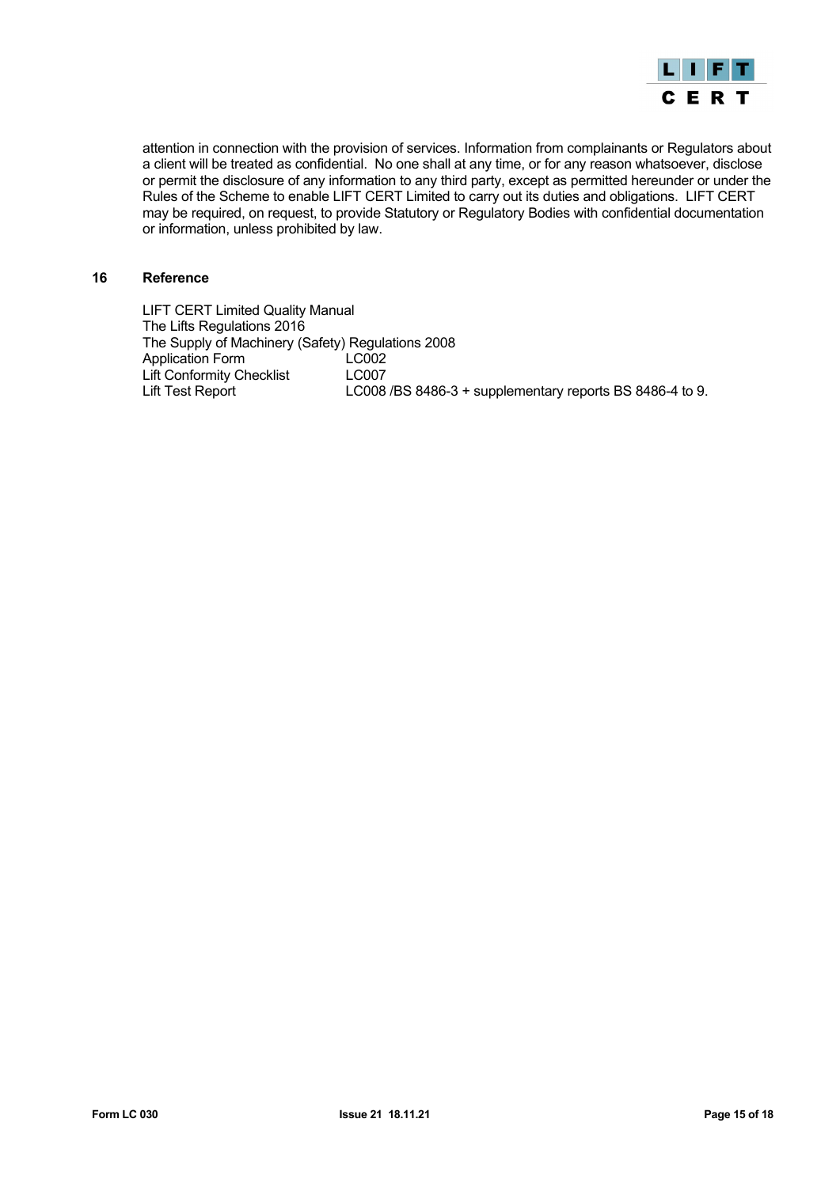attention in connection with the provision of services. Information from complainants or Regulators about a client will be treated as confidential. No one shall at any time, or for any reason whatsoever, disclose or permit the disclosure of any information to any third party, except as permitted hereunder or under the Rules of the Scheme to enable LIFT CERT Limited to carry out its duties and obligations. LIFT CERT may be required, on request, to provide Statutory or Regulatory Bodies with confidential documentation or information, unless prohibited by law.

## 16 Reference

LIFT CERT Limited Quality Manual
The Lifts Regulations 2016
The Supply of Machinery (Safety) Regulations 2008

| | |
|---|---|
| Application Form | LC002 |
| Lift Conformity Checklist | LC007 |
| Lift Test Report | LC008 /BS 8486-3 + supplementary reports BS 8486-4 to 9. |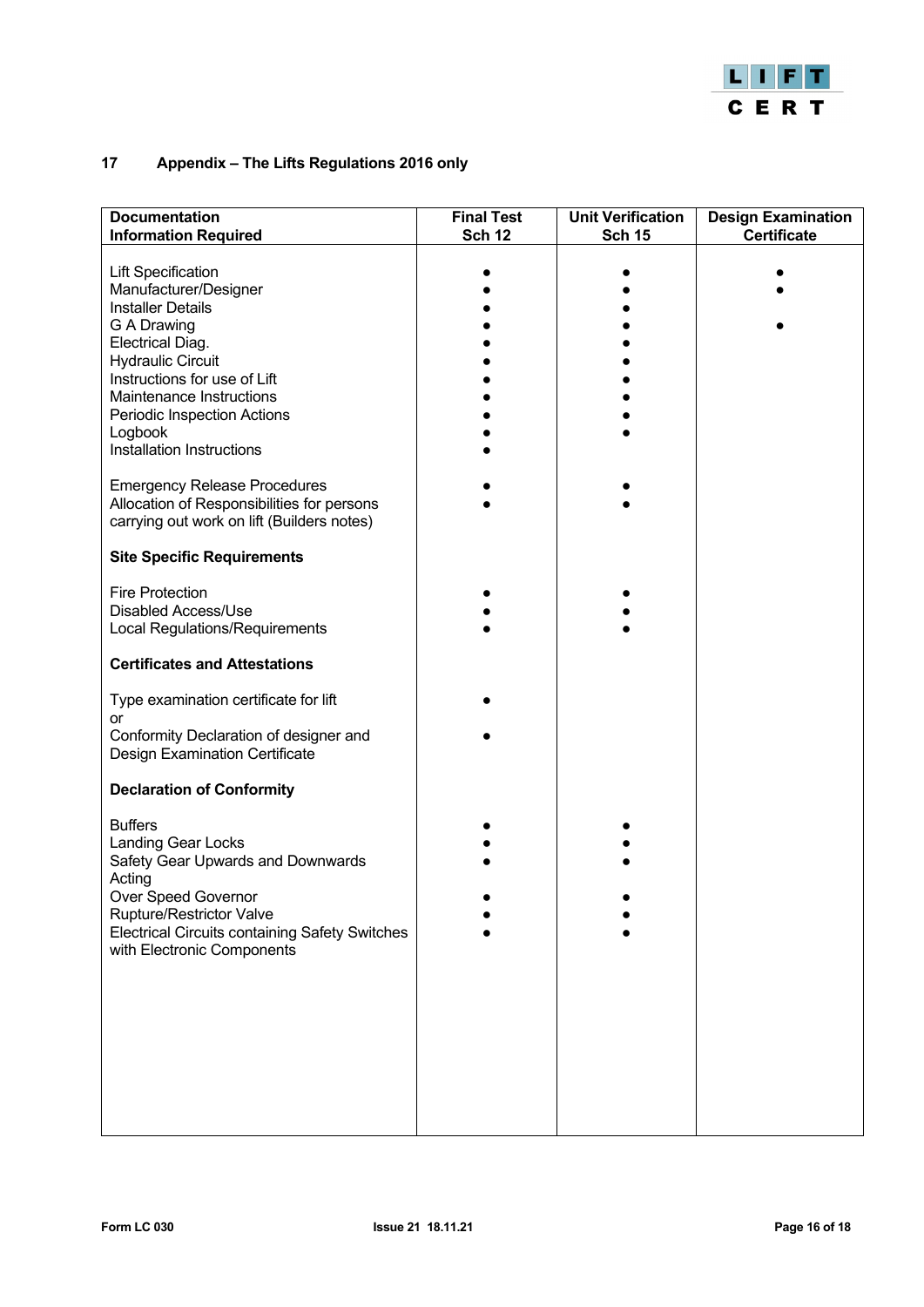## 17 Appendix – The Lifts Regulations 2016 only

| Documentation<br>Information Required | Final Test<br>Sch 12 | Unit Verification<br>Sch 15 | Design Examination<br>Certificate |
|---|---|---|---|
| Lift Specification | ● | ● | ● |
| Manufacturer/Designer | ● | ● | ● |
| Installer Details | ● | ● | |
| G A Drawing | ● | ● | ● |
| Electrical Diag. | ● | ● | |
| Hydraulic Circuit | ● | ● | |
| Instructions for use of Lift | ● | ● | |
| Maintenance Instructions | ● | ● | |
| Periodic Inspection Actions | ● | ● | |
| Logbook | ● | ● | |
| Installation Instructions | ● | | |
| Emergency Release Procedures | ● | ● | |
| Allocation of Responsibilities for persons carrying out work on lift (Builders notes) | ● | ● | |
| **Site Specific Requirements** | | | |
| Fire Protection | ● | ● | |
| Disabled Access/Use | ● | ● | |
| Local Regulations/Requirements | ● | ● | |
| **Certificates and Attestations** | | | |
| Type examination certificate for lift | ● | | |
| or | | | |
| Conformity Declaration of designer and Design Examination Certificate | ● | | |
| **Declaration of Conformity** | | | |
| Buffers | ● | ● | |
| Landing Gear Locks | ● | ● | |
| Safety Gear Upwards and Downwards Acting | ● | ● | |
| Over Speed Governor | ● | ● | |
| Rupture/Restrictor Valve | ● | ● | |
| Electrical Circuits containing Safety Switches with Electronic Components | ● | ● | |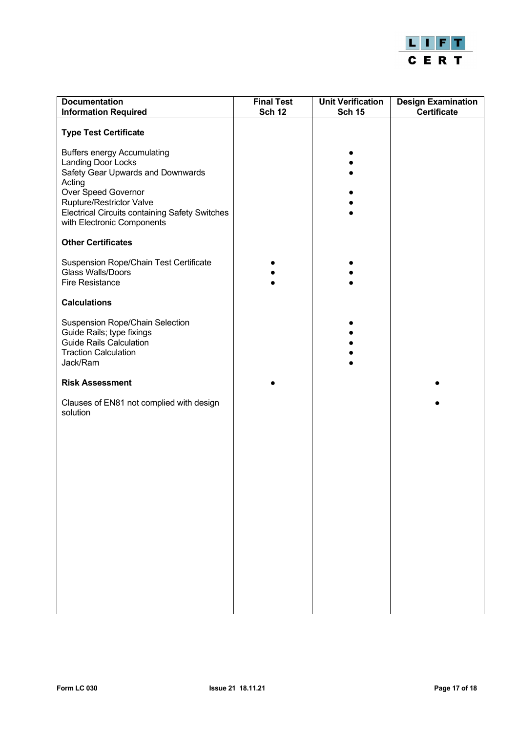| Documentation Information Required | Final Test Sch 12 | Unit Verification Sch 15 | Design Examination Certificate |
|---|---|---|---|
| **Type Test Certificate** | | | |
| Buffers energy Accumulating | | ● | |
| Landing Door Locks | | ● | |
| Safety Gear Upwards and Downwards Acting | | ● | |
| Over Speed Governor | | ● | |
| Rupture/Restrictor Valve | | ● | |
| Electrical Circuits containing Safety Switches with Electronic Components | | ● | |
| **Other Certificates** | | | |
| Suspension Rope/Chain Test Certificate | ● | ● | |
| Glass Walls/Doors | ● | ● | |
| Fire Resistance | ● | ● | |
| **Calculations** | | | |
| Suspension Rope/Chain Selection | | ● | |
| Guide Rails; type fixings | | ● | |
| Guide Rails Calculation | | ● | |
| Traction Calculation | | ● | |
| Jack/Ram | | ● | |
| **Risk Assessment** | ● | | ● |
| Clauses of EN81 not complied with design solution | | | ● |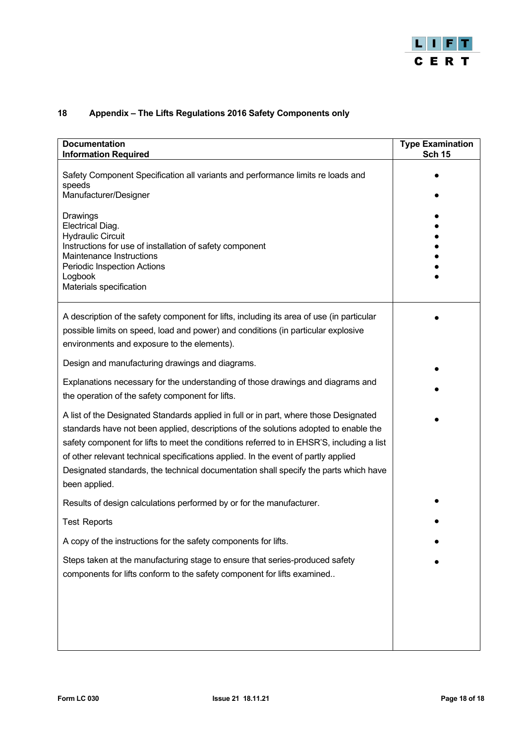## 18 Appendix – The Lifts Regulations 2016 Safety Components only

| Documentation<br>Information Required | Type Examination<br>Sch 15 |
|---|---|
| Safety Component Specification all variants and performance limits re loads and speeds | ● |
| Manufacturer/Designer | ● |
| Drawings | ● |
| Electrical Diag. | ● |
| Hydraulic Circuit | ● |
| Instructions for use of installation of safety component | ● |
| Maintenance Instructions | ● |
| Periodic Inspection Actions | ● |
| Logbook | ● |
| Materials specification | |
| A description of the safety component for lifts, including its area of use (in particular possible limits on speed, load and power) and conditions (in particular explosive environments and exposure to the elements). | ● |
| Design and manufacturing drawings and diagrams. | ● |
| Explanations necessary for the understanding of those drawings and diagrams and the operation of the safety component for lifts. | ● |
| A list of the Designated Standards applied in full or in part, where those Designated standards have not been applied, descriptions of the solutions adopted to enable the safety component for lifts to meet the conditions referred to in EHSR'S, including a list of other relevant technical specifications applied. In the event of partly applied Designated standards, the technical documentation shall specify the parts which have been applied. | ● |
| Results of design calculations performed by or for the manufacturer. | ● |
| Test Reports | ● |
| A copy of the instructions for the safety components for lifts. | ● |
| Steps taken at the manufacturing stage to ensure that series-produced safety components for lifts conform to the safety component for lifts examined.. | ● |